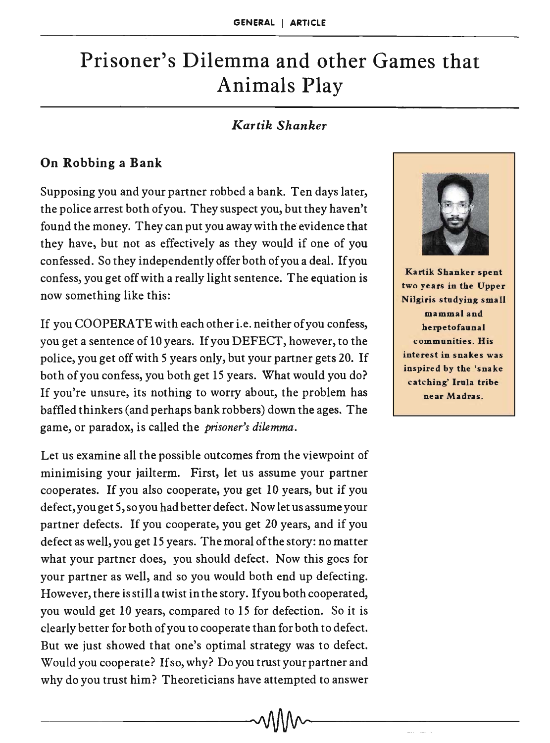# Prisoner's Dilemma and other Games that Animals Play

*Kartik Shanker*

Kartik Shanker spent two years in the Upper Nilgiris studying small mammal and herpetofaunal communities. His interest in snakes was inspired by the 'snake catching' Irula tribe near Madras.

## On Robbing a Bank

Supposing you and your partner robbed a bank. Ten days later, the police arrest both of you. They suspect you, but they haven't found the money. They can put you away with the evidence that they have, but not as effectively as they would if one of you confessed. So they independently offer both of you a deal. If you confess, you get off with a really light sentence. The equation is now something like this:

If you COOPERATE with each other i.e. neither of you confess, you get a sentence of 10 years. If you DEFECT, however, to the police, you get off with 5 years only, but your partner gets 20. If both of you confess, you both get 15 years. What would you do? If you're unsure, its nothing to worry about, the problem has baffled thinkers (and perhaps bank robbers) down the ages. The game, or paradox, is called the *prisoner's dilemma*.

Let us examine all the possible outcomes from the viewpoint of minimising your jailterm. First, let us assume your partner cooperates. If you also cooperate, you get 10 years, but if you defect, you get 5, so you had better defect. Now let us assume your partner defects. If you cooperate, you get 20 years, and if you defect as well, you get 15 years. The moral of the story: no matter what your partner does, you should defect. Now this goes for your partner as well, and so you would both end up defecting. However, there is still a twist in the story. If you both cooperated, you would get 10 years, compared to 15 for defection. So it is clearly better for both of you to cooperate than for both to defect. But we just showed that one's optimal strategy was to defect. Would you cooperate? If so, why? Do you trust your partner and why do you trust him? Theoreticians have attempted to answer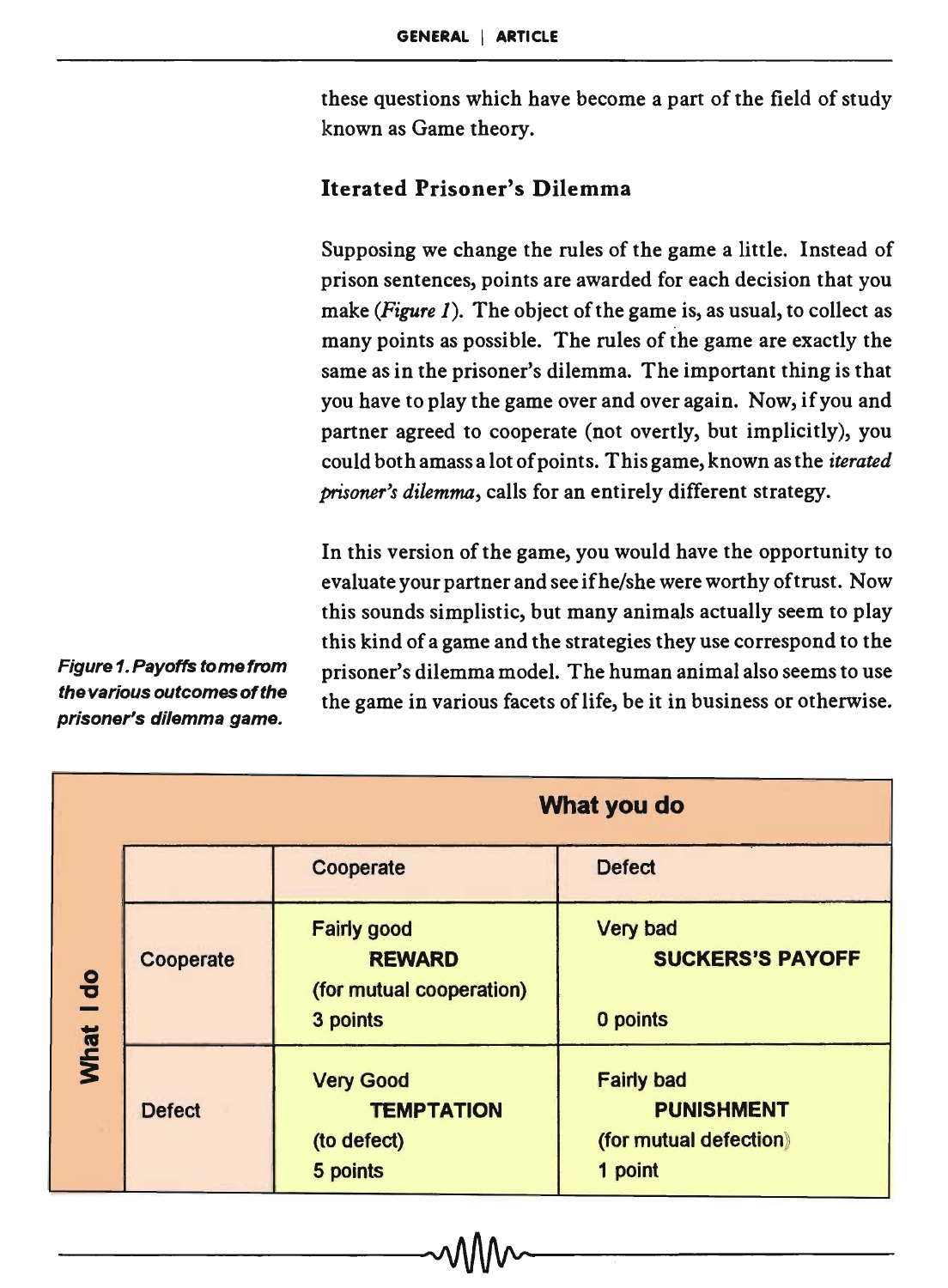these questions which have become a part of the field of study known as Game theory.

### Iterated Prisoner's Dilemma

Supposing we change the rules of the game a little. Instead of prison sentences, points are awarded for each decision that you make (*Figure 1*). The object of the game is, as usual, to collect as many points as possible. The rules of the game are exactly the same as in the prisoner's dilemma. The important thing is that you have to play the game over and over again. Now, if you and partner agreed to cooperate (not overtly, but implicitly), you could both amass a lot of points. This game, known as the *iterated prisoner's dilemma*, calls for an entirely different strategy.

In this version of the game, you would have the opportunity to evaluate your partner and see if he/she were worthy of trust. Now this sounds simplistic, but many animals actually seem to play this kind of a game and the strategies they use correspond to the prisoner's dilemma model. The human animal also seems to use the game in various facets of life, be it in business or otherwise.

***Figure 1. Payoffs to me from the various outcomes of the prisoner's dilemma game.***

| What I do | | What you do: Cooperate | What you do: Defect |
|---|---|---|---|
| | Cooperate | Fairly good **REWARD** (for mutual cooperation) 3 points | Very bad **SUCKERS'S PAYOFF** 0 points |
| | Defect | Very Good **TEMPTATION** (to defect) 5 points | Fairly bad **PUNISHMENT** (for mutual defection) 1 point |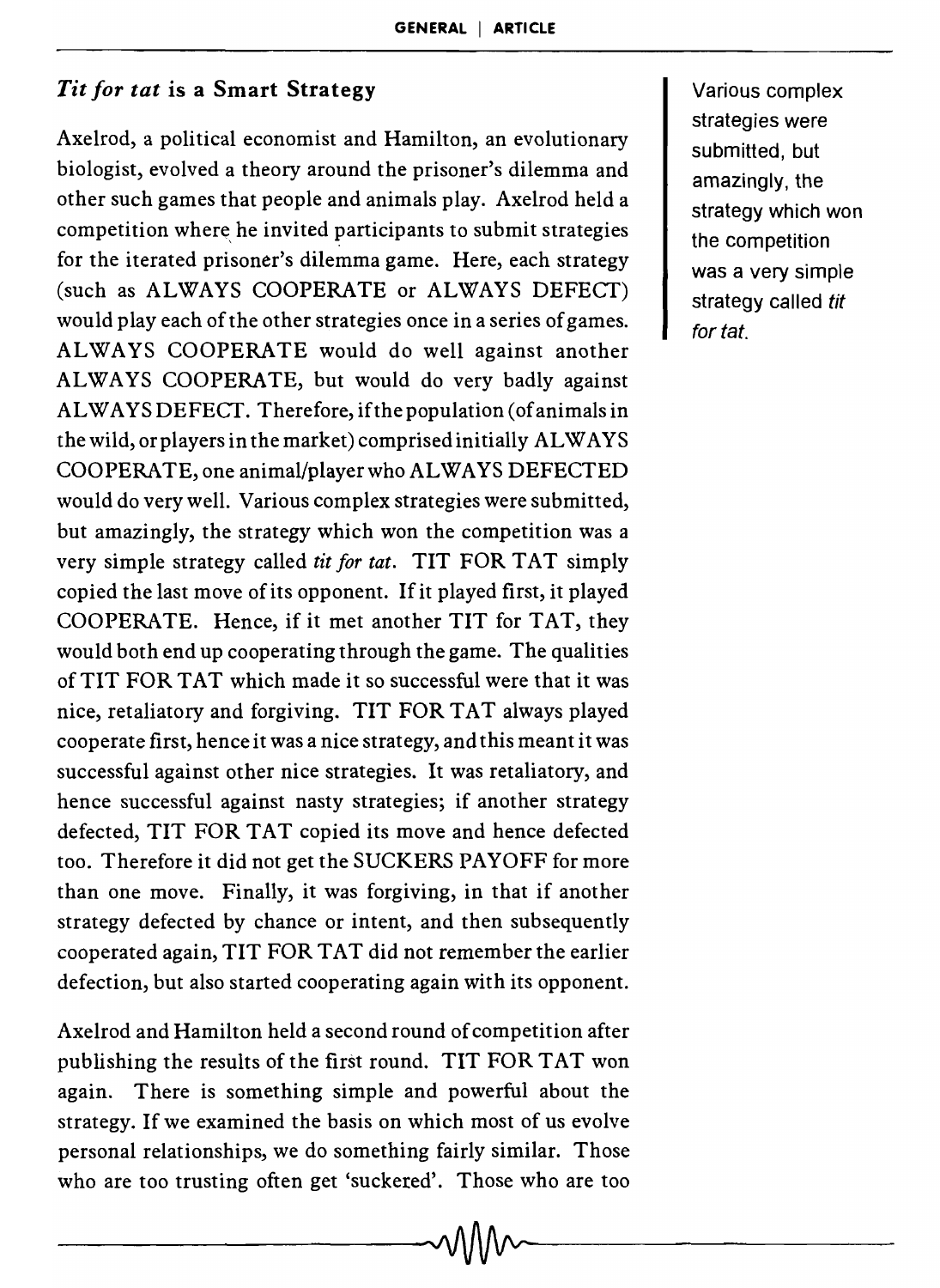## *Tit for tat* is a Smart Strategy

Axelrod, a political economist and Hamilton, an evolutionary biologist, evolved a theory around the prisoner's dilemma and other such games that people and animals play. Axelrod held a competition where he invited participants to submit strategies for the iterated prisoner's dilemma game. Here, each strategy (such as ALWAYS COOPERATE or ALWAYS DEFECT) would play each of the other strategies once in a series of games. ALWAYS COOPERATE would do well against another ALWAYS COOPERATE, but would do very badly against ALWAYS DEFECT. Therefore, if the population (of animals in the wild, or players in the market) comprised initially ALWAYS COOPERATE, one animal/player who ALWAYS DEFECTED would do very well. Various complex strategies were submitted, but amazingly, the strategy which won the competition was a very simple strategy called *tit for tat*. TIT FOR TAT simply copied the last move of its opponent. If it played first, it played COOPERATE. Hence, if it met another TIT for TAT, they would both end up cooperating through the game. The qualities of TIT FOR TAT which made it so successful were that it was nice, retaliatory and forgiving. TIT FOR TAT always played cooperate first, hence it was a nice strategy, and this meant it was successful against other nice strategies. It was retaliatory, and hence successful against nasty strategies; if another strategy defected, TIT FOR TAT copied its move and hence defected too. Therefore it did not get the SUCKERS PAYOFF for more than one move. Finally, it was forgiving, in that if another strategy defected by chance or intent, and then subsequently cooperated again, TIT FOR TAT did not remember the earlier defection, but also started cooperating again with its opponent.

Various complex strategies were submitted, but amazingly, the strategy which won the competition was a very simple strategy called *tit for tat*.

Axelrod and Hamilton held a second round of competition after publishing the results of the first round. TIT FOR TAT won again. There is something simple and powerful about the strategy. If we examined the basis on which most of us evolve personal relationships, we do something fairly similar. Those who are too trusting often get 'suckered'. Those who are too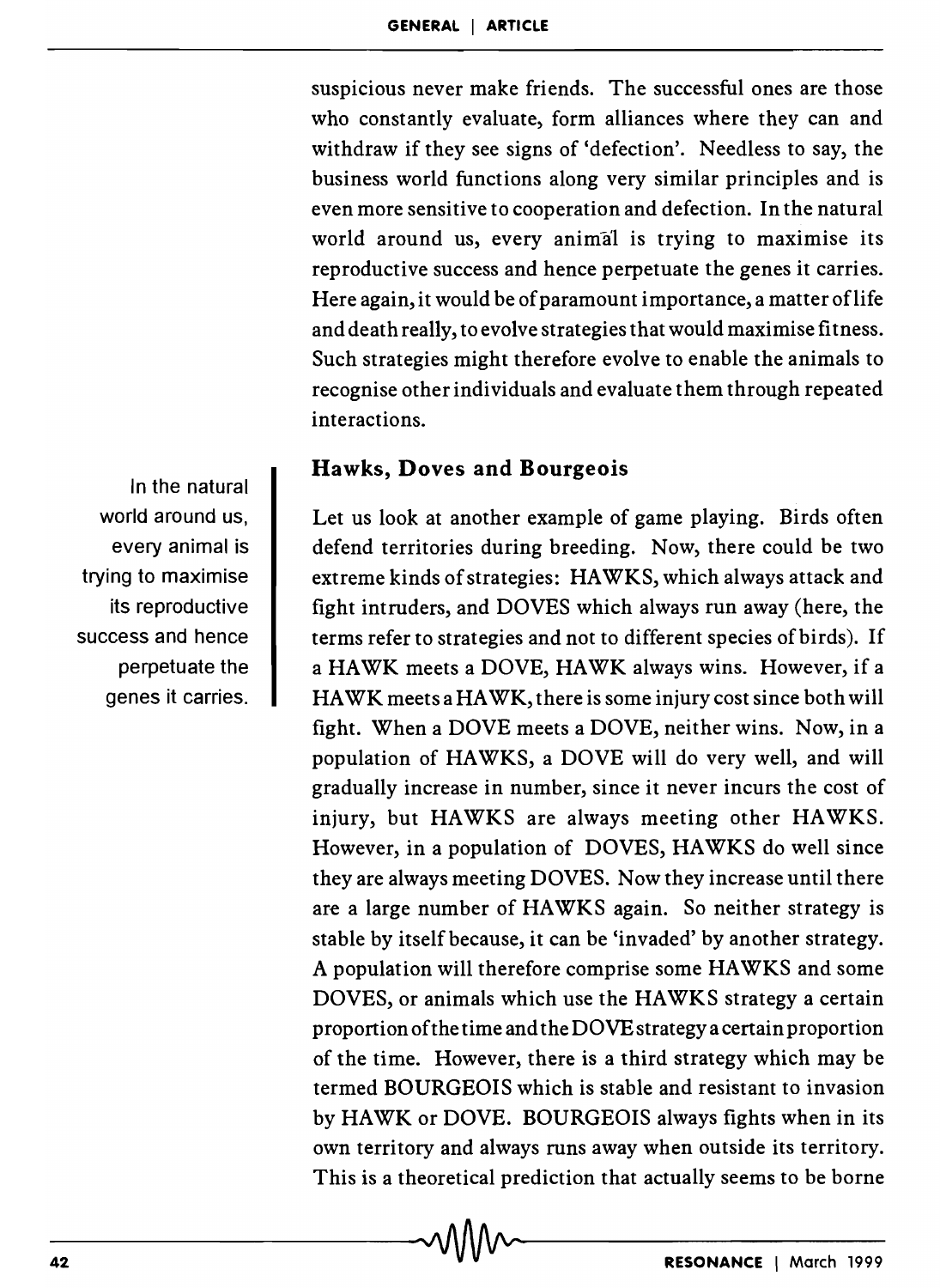suspicious never make friends. The successful ones are those who constantly evaluate, form alliances where they can and withdraw if they see signs of 'defection'. Needless to say, the business world functions along very similar principles and is even more sensitive to cooperation and defection. In the natural world around us, every animal is trying to maximise its reproductive success and hence perpetuate the genes it carries. Here again, it would be of paramount importance, a matter of life and death really, to evolve strategies that would maximise fitness. Such strategies might therefore evolve to enable the animals to recognise other individuals and evaluate them through repeated interactions.

In the natural world around us, every animal is trying to maximise its reproductive success and hence perpetuate the genes it carries.

## Hawks, Doves and Bourgeois

Let us look at another example of game playing. Birds often defend territories during breeding. Now, there could be two extreme kinds of strategies: HAWKS, which always attack and fight intruders, and DOVES which always run away (here, the terms refer to strategies and not to different species of birds). If a HAWK meets a DOVE, HAWK always wins. However, if a HAWK meets a HAWK, there is some injury cost since both will fight. When a DOVE meets a DOVE, neither wins. Now, in a population of HAWKS, a DOVE will do very well, and will gradually increase in number, since it never incurs the cost of injury, but HAWKS are always meeting other HAWKS. However, in a population of DOVES, HAWKS do well since they are always meeting DOVES. Now they increase until there are a large number of HAWKS again. So neither strategy is stable by itself because, it can be 'invaded' by another strategy. A population will therefore comprise some HAWKS and some DOVES, or animals which use the HAWKS strategy a certain proportion of the time and the DOVE strategy a certain proportion of the time. However, there is a third strategy which may be termed BOURGEOIS which is stable and resistant to invasion by HAWK or DOVE. BOURGEOIS always fights when in its own territory and always runs away when outside its territory. This is a theoretical prediction that actually seems to be borne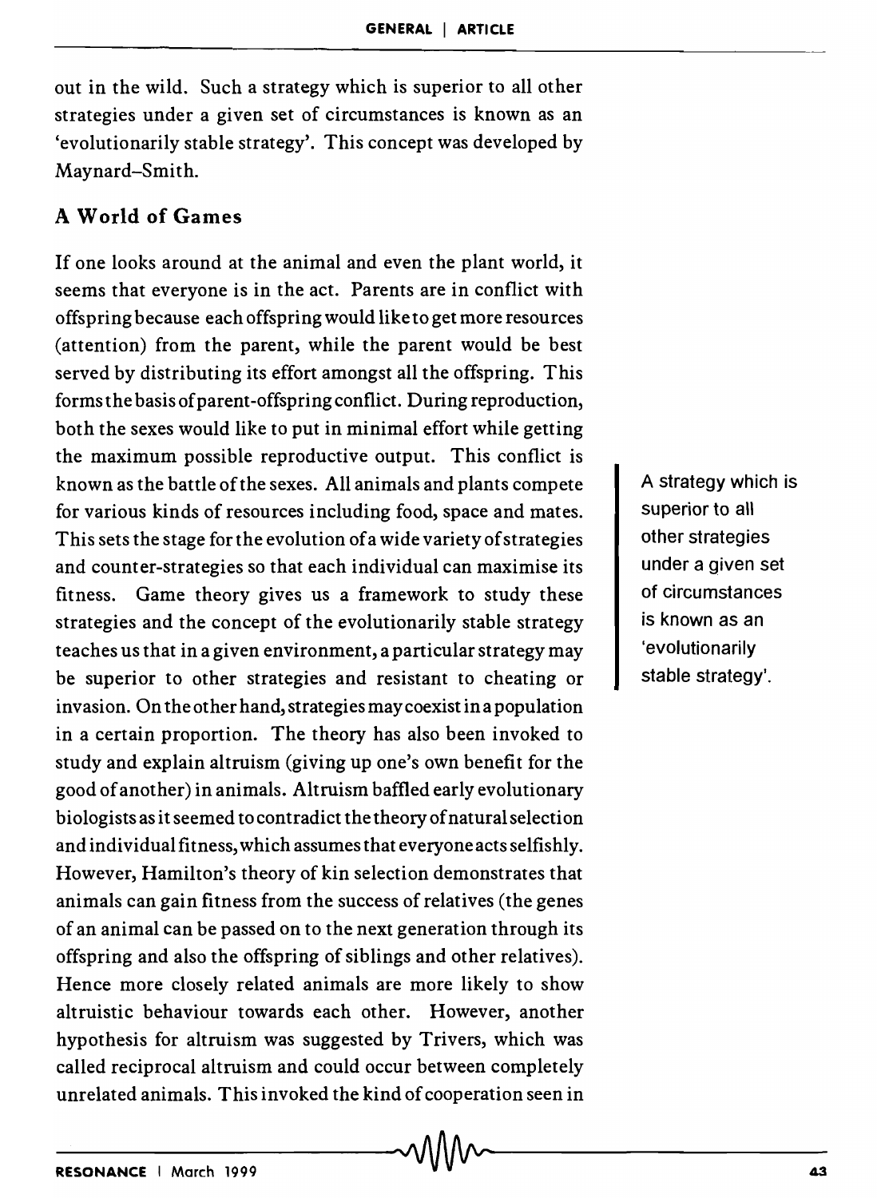out in the wild. Such a strategy which is superior to all other strategies under a given set of circumstances is known as an 'evolutionarily stable strategy'. This concept was developed by Maynard–Smith.

## A World of Games

If one looks around at the animal and even the plant world, it seems that everyone is in the act. Parents are in conflict with offspring because each offspring would like to get more resources (attention) from the parent, while the parent would be best served by distributing its effort amongst all the offspring. This forms the basis of parent-offspring conflict. During reproduction, both the sexes would like to put in minimal effort while getting the maximum possible reproductive output. This conflict is known as the battle of the sexes. All animals and plants compete for various kinds of resources including food, space and mates. This sets the stage for the evolution of a wide variety of strategies and counter-strategies so that each individual can maximise its fitness. Game theory gives us a framework to study these strategies and the concept of the evolutionarily stable strategy teaches us that in a given environment, a particular strategy may be superior to other strategies and resistant to cheating or invasion. On the other hand, strategies may coexist in a population in a certain proportion. The theory has also been invoked to study and explain altruism (giving up one's own benefit for the good of another) in animals. Altruism baffled early evolutionary biologists as it seemed to contradict the theory of natural selection and individual fitness, which assumes that everyone acts selfishly. However, Hamilton's theory of kin selection demonstrates that animals can gain fitness from the success of relatives (the genes of an animal can be passed on to the next generation through its offspring and also the offspring of siblings and other relatives). Hence more closely related animals are more likely to show altruistic behaviour towards each other. However, another hypothesis for altruism was suggested by Trivers, which was called reciprocal altruism and could occur between completely unrelated animals. This invoked the kind of cooperation seen in

A strategy which is superior to all other strategies under a given set of circumstances is known as an 'evolutionarily stable strategy'.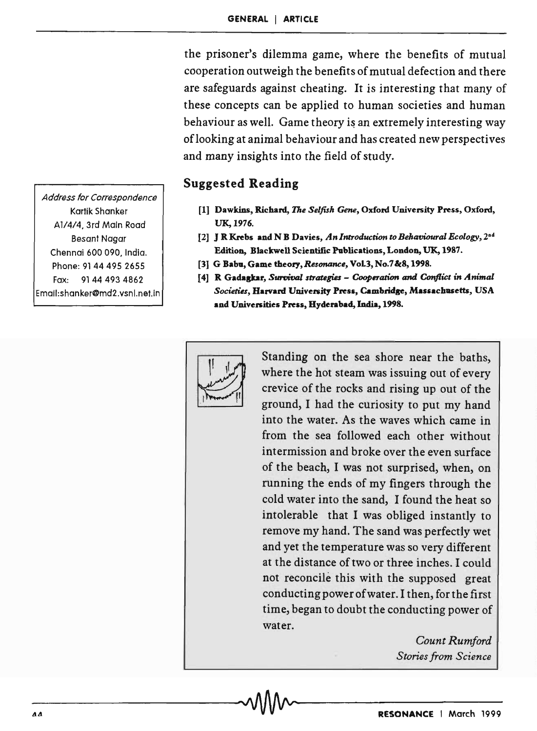the prisoner's dilemma game, where the benefits of mutual cooperation outweigh the benefits of mutual defection and there are safeguards against cheating. It is interesting that many of these concepts can be applied to human societies and human behaviour as well. Game theory is an extremely interesting way of looking at animal behaviour and has created new perspectives and many insights into the field of study.

## Suggested Reading

- **[1] Dawkins, Richard, *The Selfish Gene*, Oxford University Press, Oxford, UK, 1976.**
- **[2] J R Krebs and N B Davies, *An Introduction to Behavioural Ecology*, 2nd Edition, Blackwell Scientific Publications, London, UK, 1987.**
- **[3] G Babu, Game theory, *Resonance*, Vol.3, No.7&8, 1998.**
- **[4] R Gadagkar, *Survival strategies – Cooperation and Conflict in Animal Societies*, Harvard University Press, Cambridge, Massachusetts, USA and Universities Press, Hyderabad, India, 1998.**

*Address for Correspondence*
Kartik Shanker
A1/4/4, 3rd Main Road
Besant Nagar
Chennai 600 090, India.
Phone: 91 44 495 2655
Fax: 91 44 493 4862
Email:shanker@md2.vsnl.net.in

Standing on the sea shore near the baths, where the hot steam was issuing out of every crevice of the rocks and rising up out of the ground, I had the curiosity to put my hand into the water. As the waves which came in from the sea followed each other without intermission and broke over the even surface of the beach, I was not surprised, when, on running the ends of my fingers through the cold water into the sand, I found the heat so intolerable that I was obliged instantly to remove my hand. The sand was perfectly wet and yet the temperature was so very different at the distance of two or three inches. I could not reconcile this with the supposed great conducting power of water. I then, for the first time, began to doubt the conducting power of water.

*Count Rumford*
*Stories from Science*